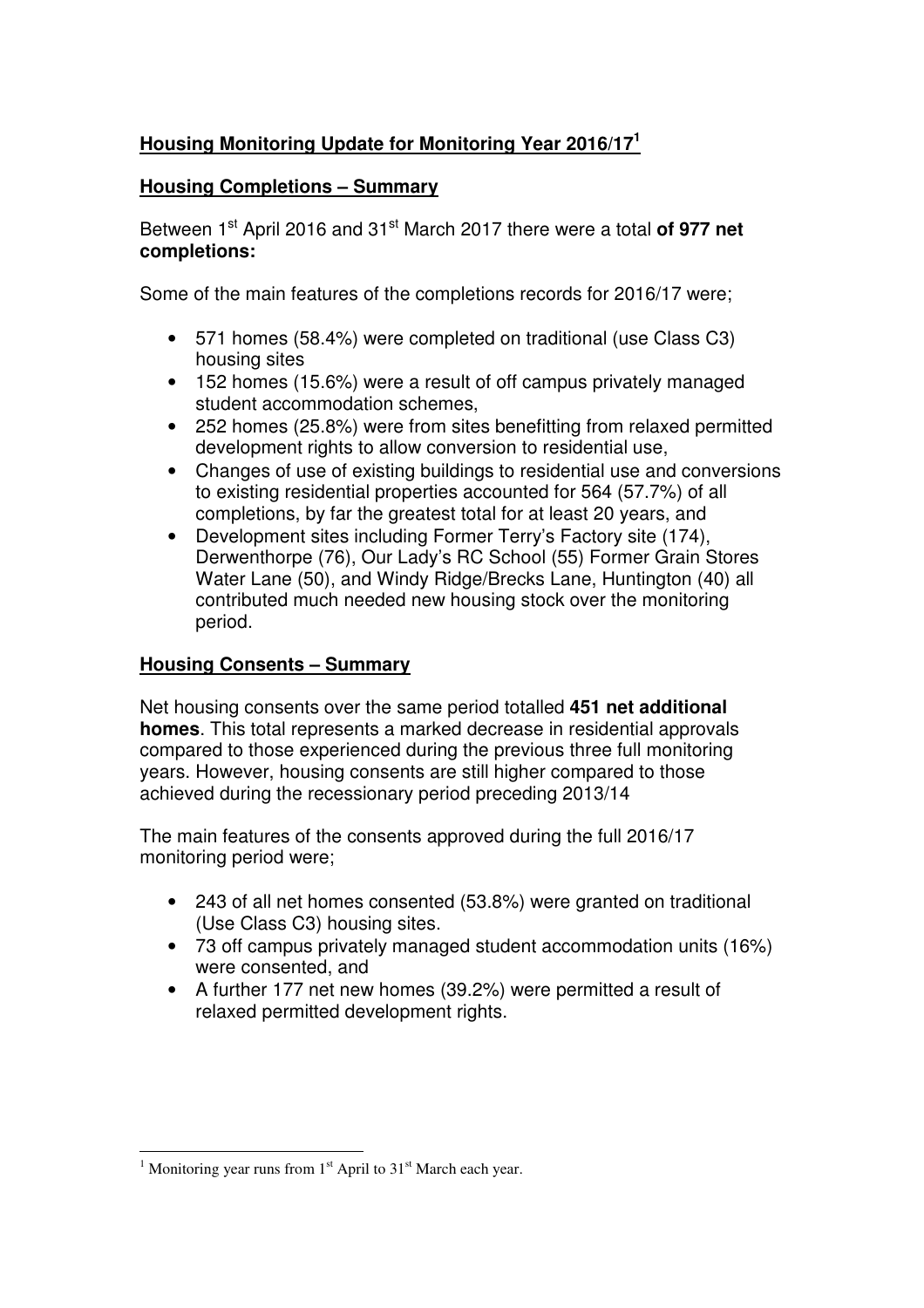## Housing Monitoring Update for Monitoring Year 2016/17[1]

### Housing Completions – Summary

Between 1st April 2016 and 31st March 2017 there were a total **of 977 net completions:**

Some of the main features of the completions records for 2016/17 were;

- 571 homes (58.4%) were completed on traditional (use Class C3) housing sites
- 152 homes (15.6%) were a result of off campus privately managed student accommodation schemes,
- 252 homes (25.8%) were from sites benefitting from relaxed permitted development rights to allow conversion to residential use,
- Changes of use of existing buildings to residential use and conversions to existing residential properties accounted for 564 (57.7%) of all completions, by far the greatest total for at least 20 years, and
- Development sites including Former Terry's Factory site (174), Derwenthorpe (76), Our Lady's RC School (55) Former Grain Stores Water Lane (50), and Windy Ridge/Brecks Lane, Huntington (40) all contributed much needed new housing stock over the monitoring period.

### Housing Consents – Summary

Net housing consents over the same period totalled **451 net additional homes**. This total represents a marked decrease in residential approvals compared to those experienced during the previous three full monitoring years. However, housing consents are still higher compared to those achieved during the recessionary period preceding 2013/14

The main features of the consents approved during the full 2016/17 monitoring period were;

- 243 of all net homes consented (53.8%) were granted on traditional (Use Class C3) housing sites.
- 73 off campus privately managed student accommodation units (16%) were consented, and
- A further 177 net new homes (39.2%) were permitted a result of relaxed permitted development rights.

[1] Monitoring year runs from 1st April to 31st March each year.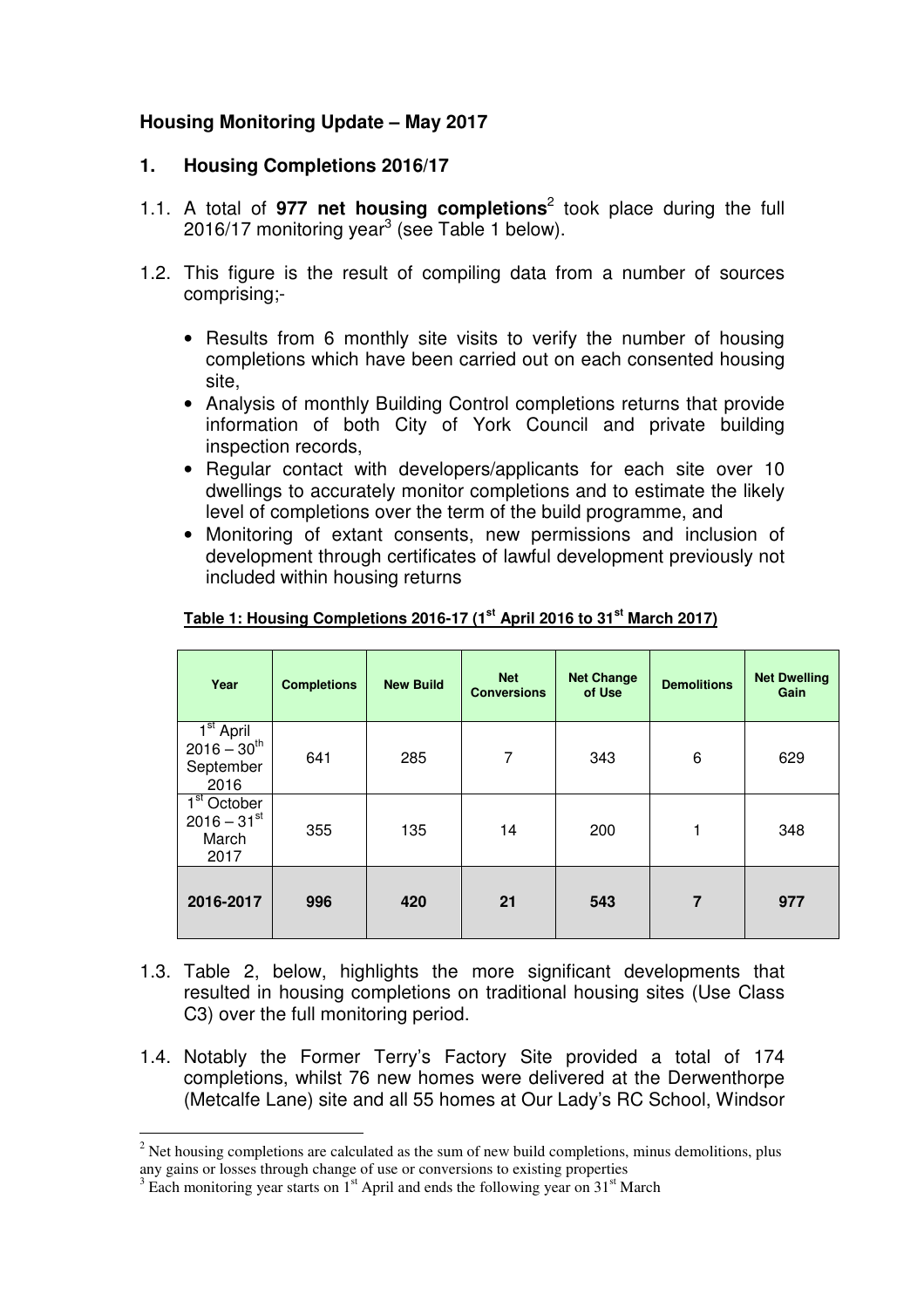**Housing Monitoring Update – May 2017**

**1. Housing Completions 2016/17**

1.1. A total of **977 net housing completions**[2] took place during the full 2016/17 monitoring year[3] (see Table 1 below).

1.2. This figure is the result of compiling data from a number of sources comprising;-

- Results from 6 monthly site visits to verify the number of housing completions which have been carried out on each consented housing site,
- Analysis of monthly Building Control completions returns that provide information of both City of York Council and private building inspection records,
- Regular contact with developers/applicants for each site over 10 dwellings to accurately monitor completions and to estimate the likely level of completions over the term of the build programme, and
- Monitoring of extant consents, new permissions and inclusion of development through certificates of lawful development previously not included within housing returns

**Table 1: Housing Completions 2016-17 (1st April 2016 to 31st March 2017)**

| Year | Completions | New Build | Net Conversions | Net Change of Use | Demolitions | Net Dwelling Gain |
|---|---|---|---|---|---|---|
| 1st April 2016 – 30th September 2016 | 641 | 285 | 7 | 343 | 6 | 629 |
| 1st October 2016 – 31st March 2017 | 355 | 135 | 14 | 200 | 1 | 348 |
| **2016-2017** | **996** | **420** | **21** | **543** | **7** | **977** |

1.3. Table 2, below, highlights the more significant developments that resulted in housing completions on traditional housing sites (Use Class C3) over the full monitoring period.

1.4. Notably the Former Terry's Factory Site provided a total of 174 completions, whilst 76 new homes were delivered at the Derwenthorpe (Metcalfe Lane) site and all 55 homes at Our Lady's RC School, Windsor

[2] Net housing completions are calculated as the sum of new build completions, minus demolitions, plus any gains or losses through change of use or conversions to existing properties

[3] Each monitoring year starts on 1st April and ends the following year on 31st March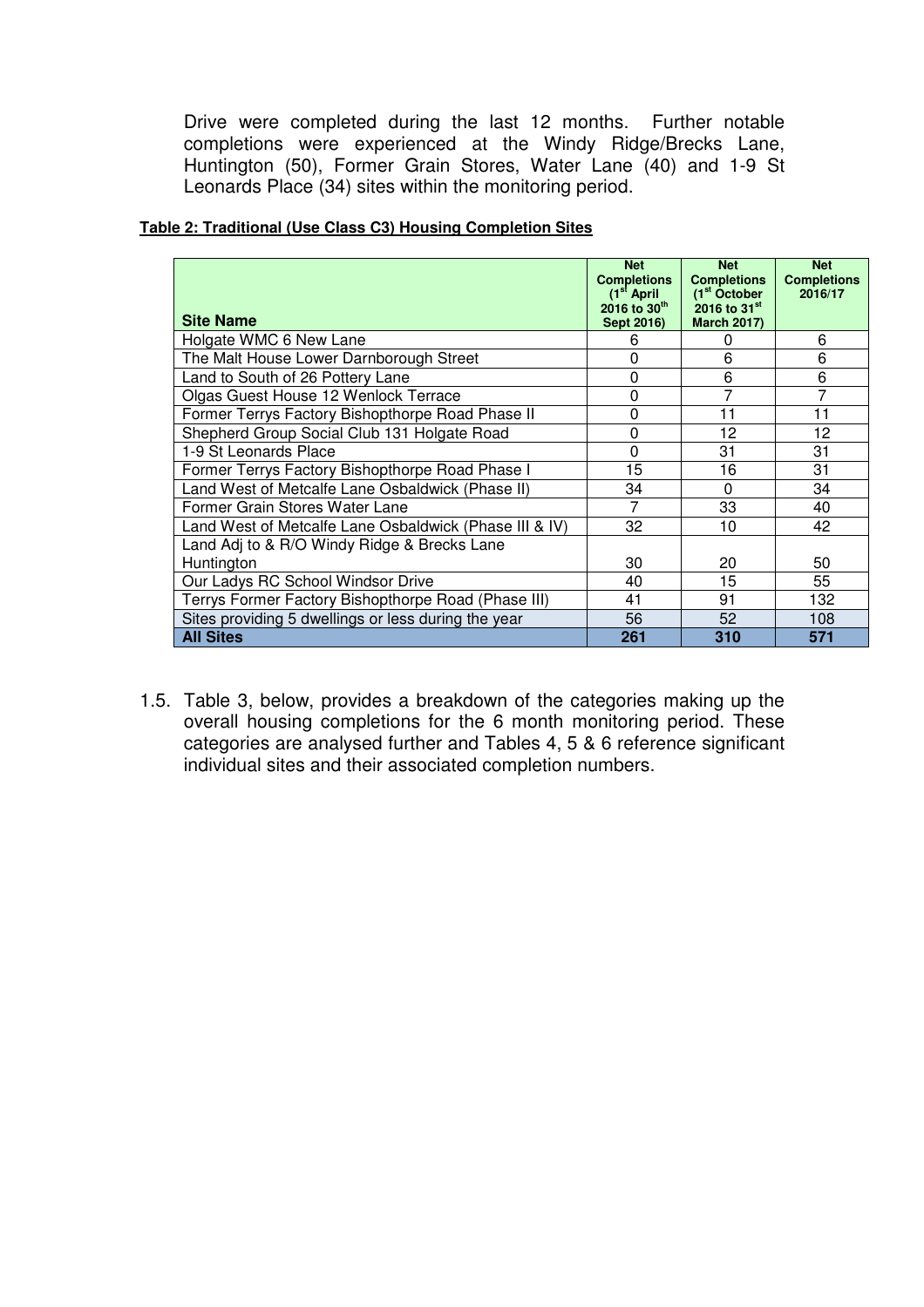Drive were completed during the last 12 months. Further notable completions were experienced at the Windy Ridge/Brecks Lane, Huntington (50), Former Grain Stores, Water Lane (40) and 1-9 St Leonards Place (34) sites within the monitoring period.

**Table 2: Traditional (Use Class C3) Housing Completion Sites**

| Site Name | Net Completions (1st April 2016 to 30th Sept 2016) | Net Completions (1st October 2016 to 31st March 2017) | Net Completions 2016/17 |
|---|---|---|---|
| Holgate WMC 6 New Lane | 6 | 0 | 6 |
| The Malt House Lower Darnborough Street | 0 | 6 | 6 |
| Land to South of 26 Pottery Lane | 0 | 6 | 6 |
| Olgas Guest House 12 Wenlock Terrace | 0 | 7 | 7 |
| Former Terrys Factory Bishopthorpe Road Phase II | 0 | 11 | 11 |
| Shepherd Group Social Club 131 Holgate Road | 0 | 12 | 12 |
| 1-9 St Leonards Place | 0 | 31 | 31 |
| Former Terrys Factory Bishopthorpe Road Phase I | 15 | 16 | 31 |
| Land West of Metcalfe Lane Osbaldwick (Phase II) | 34 | 0 | 34 |
| Former Grain Stores Water Lane | 7 | 33 | 40 |
| Land West of Metcalfe Lane Osbaldwick (Phase III & IV) | 32 | 10 | 42 |
| Land Adj to & R/O Windy Ridge & Brecks Lane Huntington | 30 | 20 | 50 |
| Our Ladys RC School Windsor Drive | 40 | 15 | 55 |
| Terrys Former Factory Bishopthorpe Road (Phase III) | 41 | 91 | 132 |
| Sites providing 5 dwellings or less during the year | 56 | 52 | 108 |
| **All Sites** | **261** | **310** | **571** |

1.5. Table 3, below, provides a breakdown of the categories making up the overall housing completions for the 6 month monitoring period. These categories are analysed further and Tables 4, 5 & 6 reference significant individual sites and their associated completion numbers.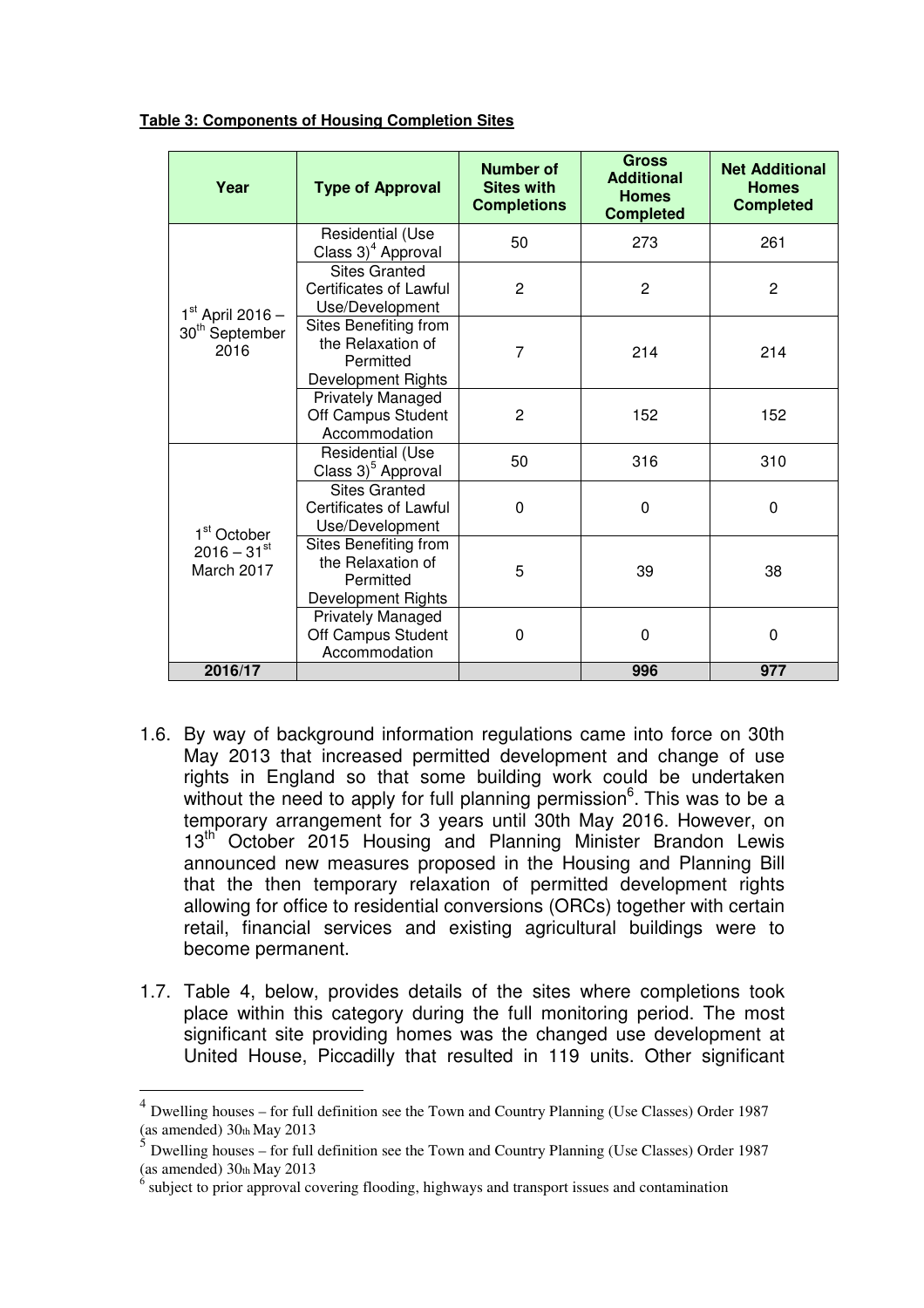**Table 3: Components of Housing Completion Sites**

| Year | Type of Approval | Number of Sites with Completions | Gross Additional Homes Completed | Net Additional Homes Completed |
|---|---|---|---|---|
| 1st April 2016 – 30th September 2016 | Residential (Use Class 3)[4] Approval | 50 | 273 | 261 |
| | Sites Granted Certificates of Lawful Use/Development | 2 | 2 | 2 |
| | Sites Benefiting from the Relaxation of Permitted Development Rights | 7 | 214 | 214 |
| | Privately Managed Off Campus Student Accommodation | 2 | 152 | 152 |
| 1st October 2016 – 31st March 2017 | Residential (Use Class 3)[5] Approval | 50 | 316 | 310 |
| | Sites Granted Certificates of Lawful Use/Development | 0 | 0 | 0 |
| | Sites Benefiting from the Relaxation of Permitted Development Rights | 5 | 39 | 38 |
| | Privately Managed Off Campus Student Accommodation | 0 | 0 | 0 |
| **2016/17** | | | **996** | **977** |

1.6. By way of background information regulations came into force on 30th May 2013 that increased permitted development and change of use rights in England so that some building work could be undertaken without the need to apply for full planning permission[6]. This was to be a temporary arrangement for 3 years until 30th May 2016. However, on 13th October 2015 Housing and Planning Minister Brandon Lewis announced new measures proposed in the Housing and Planning Bill that the then temporary relaxation of permitted development rights allowing for office to residential conversions (ORCs) together with certain retail, financial services and existing agricultural buildings were to become permanent.

1.7. Table 4, below, provides details of the sites where completions took place within this category during the full monitoring period. The most significant site providing homes was the changed use development at United House, Piccadilly that resulted in 119 units. Other significant

[4] Dwelling houses – for full definition see the Town and Country Planning (Use Classes) Order 1987 (as amended) 30th May 2013

[5] Dwelling houses – for full definition see the Town and Country Planning (Use Classes) Order 1987 (as amended) 30th May 2013

[6] subject to prior approval covering flooding, highways and transport issues and contamination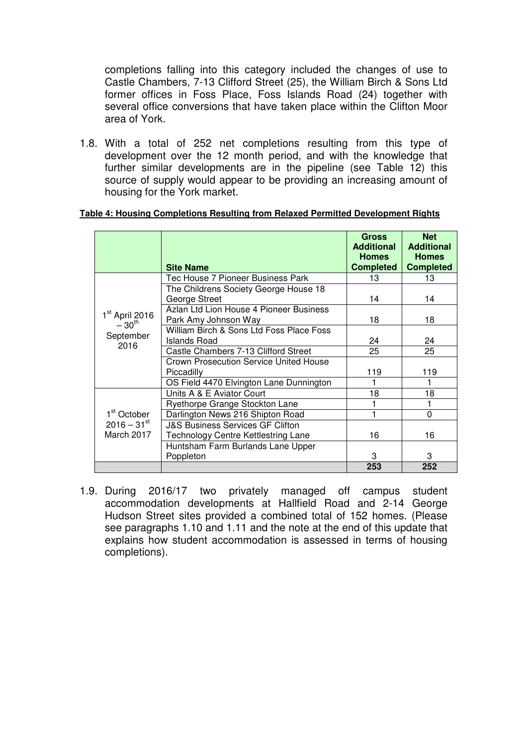completions falling into this category included the changes of use to Castle Chambers, 7-13 Clifford Street (25), the William Birch & Sons Ltd former offices in Foss Place, Foss Islands Road (24) together with several office conversions that have taken place within the Clifton Moor area of York.

1.8. With a total of 252 net completions resulting from this type of development over the 12 month period, and with the knowledge that further similar developments are in the pipeline (see Table 12) this source of supply would appear to be providing an increasing amount of housing for the York market.

**Table 4: Housing Completions Resulting from Relaxed Permitted Development Rights**

| | Site Name | Gross Additional Homes Completed | Net Additional Homes Completed |
|---|---|---|---|
| 1st April 2016 – 30th September 2016 | Tec House 7 Pioneer Business Park | 13 | 13 |
| | The Childrens Society George House 18 George Street | 14 | 14 |
| | Azlan Ltd Lion House 4 Pioneer Business Park Amy Johnson Way | 18 | 18 |
| | William Birch & Sons Ltd Foss Place Foss Islands Road | 24 | 24 |
| | Castle Chambers 7-13 Clifford Street | 25 | 25 |
| | Crown Prosecution Service United House Piccadilly | 119 | 119 |
| | OS Field 4470 Elvington Lane Dunnington | 1 | 1 |
| 1st October 2016 – 31st March 2017 | Units A & E Aviator Court | 18 | 18 |
| | Ryethorpe Grange Stockton Lane | 1 | 1 |
| | Darlington News 216 Shipton Road | 1 | 0 |
| | J&S Business Services GF Clifton Technology Centre Kettlestring Lane | 16 | 16 |
| | Huntsham Farm Burlands Lane Upper Poppleton | 3 | 3 |
| | | **253** | **252** |

1.9. During 2016/17 two privately managed off campus student accommodation developments at Hallfield Road and 2-14 George Hudson Street sites provided a combined total of 152 homes. (Please see paragraphs 1.10 and 1.11 and the note at the end of this update that explains how student accommodation is assessed in terms of housing completions).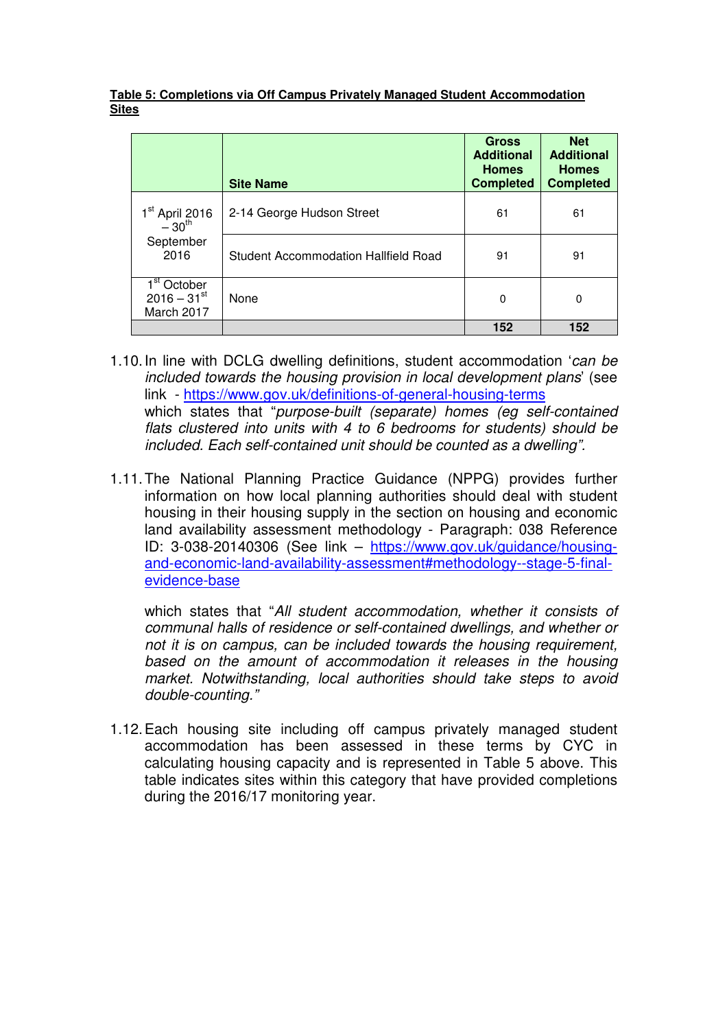**Table 5: Completions via Off Campus Privately Managed Student Accommodation Sites**

| | Site Name | Gross Additional Homes Completed | Net Additional Homes Completed |
|---|---|---|---|
| 1st April 2016 – 30th September 2016 | 2-14 George Hudson Street | 61 | 61 |
| | Student Accommodation Hallfield Road | 91 | 91 |
| 1st October 2016 – 31st March 2017 | None | 0 | 0 |
| | | **152** | **152** |

1.10. In line with DCLG dwelling definitions, student accommodation '*can be included towards the housing provision in local development plans*' (see link - https://www.gov.uk/definitions-of-general-housing-terms which states that "*purpose-built (separate) homes (eg self-contained flats clustered into units with 4 to 6 bedrooms for students) should be included. Each self-contained unit should be counted as a dwelling".*

1.11. The National Planning Practice Guidance (NPPG) provides further information on how local planning authorities should deal with student housing in their housing supply in the section on housing and economic land availability assessment methodology - Paragraph: 038 Reference ID: 3-038-20140306 (See link – https://www.gov.uk/guidance/housing-and-economic-land-availability-assessment#methodology--stage-5-final-evidence-base

   which states that "*All student accommodation, whether it consists of communal halls of residence or self-contained dwellings, and whether or not it is on campus, can be included towards the housing requirement, based on the amount of accommodation it releases in the housing market. Notwithstanding, local authorities should take steps to avoid double-counting."*

1.12. Each housing site including off campus privately managed student accommodation has been assessed in these terms by CYC in calculating housing capacity and is represented in Table 5 above. This table indicates sites within this category that have provided completions during the 2016/17 monitoring year.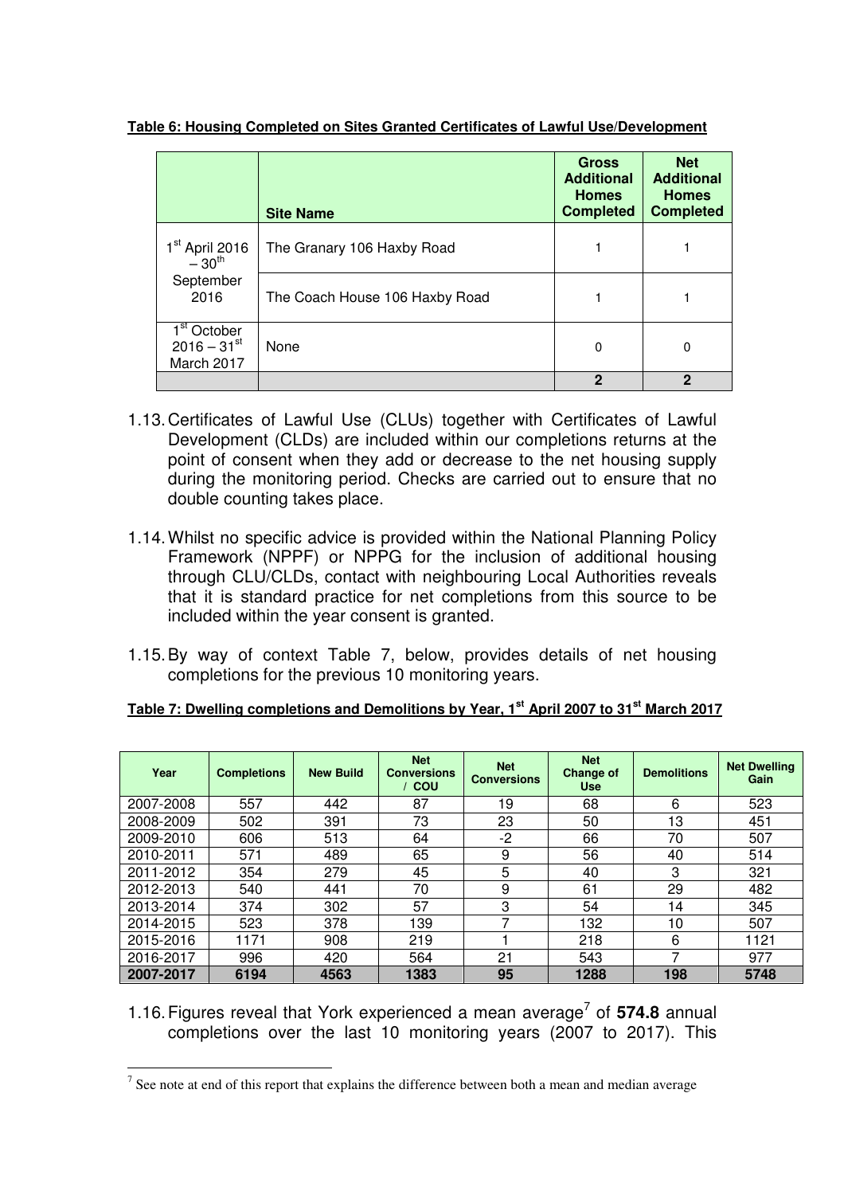**Table 6: Housing Completed on Sites Granted Certificates of Lawful Use/Development**

| | Site Name | Gross Additional Homes Completed | Net Additional Homes Completed |
|---|---|---|---|
| 1st April 2016 – 30th September 2016 | The Granary 106 Haxby Road | 1 | 1 |
| | The Coach House 106 Haxby Road | 1 | 1 |
| 1st October 2016 – 31st March 2017 | None | 0 | 0 |
| | | **2** | **2** |

1.13. Certificates of Lawful Use (CLUs) together with Certificates of Lawful Development (CLDs) are included within our completions returns at the point of consent when they add or decrease to the net housing supply during the monitoring period. Checks are carried out to ensure that no double counting takes place.

1.14. Whilst no specific advice is provided within the National Planning Policy Framework (NPPF) or NPPG for the inclusion of additional housing through CLU/CLDs, contact with neighbouring Local Authorities reveals that it is standard practice for net completions from this source to be included within the year consent is granted.

1.15. By way of context Table 7, below, provides details of net housing completions for the previous 10 monitoring years.

**Table 7: Dwelling completions and Demolitions by Year, 1st April 2007 to 31st March 2017**

| Year | Completions | New Build | Net Conversions / COU | Net Conversions | Net Change of Use | Demolitions | Net Dwelling Gain |
|---|---|---|---|---|---|---|---|
| 2007-2008 | 557 | 442 | 87 | 19 | 68 | 6 | 523 |
| 2008-2009 | 502 | 391 | 73 | 23 | 50 | 13 | 451 |
| 2009-2010 | 606 | 513 | 64 | -2 | 66 | 70 | 507 |
| 2010-2011 | 571 | 489 | 65 | 9 | 56 | 40 | 514 |
| 2011-2012 | 354 | 279 | 45 | 5 | 40 | 3 | 321 |
| 2012-2013 | 540 | 441 | 70 | 9 | 61 | 29 | 482 |
| 2013-2014 | 374 | 302 | 57 | 3 | 54 | 14 | 345 |
| 2014-2015 | 523 | 378 | 139 | 7 | 132 | 10 | 507 |
| 2015-2016 | 1171 | 908 | 219 | 1 | 218 | 6 | 1121 |
| 2016-2017 | 996 | 420 | 564 | 21 | 543 | 7 | 977 |
| **2007-2017** | **6194** | **4563** | **1383** | **95** | **1288** | **198** | **5748** |

1.16. Figures reveal that York experienced a mean average[7] of **574.8** annual completions over the last 10 monitoring years (2007 to 2017). This

[7] See note at end of this report that explains the difference between both a mean and median average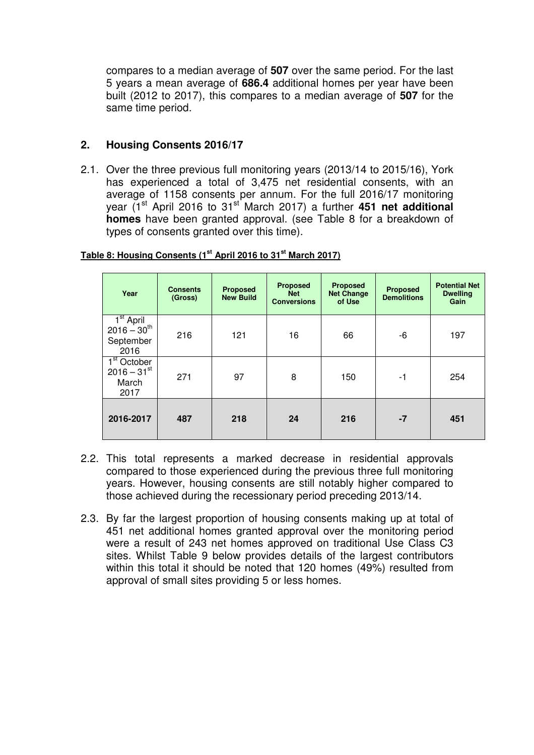compares to a median average of **507** over the same period. For the last 5 years a mean average of **686.4** additional homes per year have been built (2012 to 2017), this compares to a median average of **507** for the same time period.

## 2. Housing Consents 2016/17

2.1. Over the three previous full monitoring years (2013/14 to 2015/16), York has experienced a total of 3,475 net residential consents, with an average of 1158 consents per annum. For the full 2016/17 monitoring year (1st April 2016 to 31st March 2017) a further **451 net additional homes** have been granted approval. (see Table 8 for a breakdown of types of consents granted over this time).

**Table 8: Housing Consents (1st April 2016 to 31st March 2017)**

| Year | Consents (Gross) | Proposed New Build | Proposed Net Conversions | Proposed Net Change of Use | Proposed Demolitions | Potential Net Dwelling Gain |
|---|---|---|---|---|---|---|
| 1st April 2016 – 30th September 2016 | 216 | 121 | 16 | 66 | -6 | 197 |
| 1st October 2016 – 31st March 2017 | 271 | 97 | 8 | 150 | -1 | 254 |
| **2016-2017** | **487** | **218** | **24** | **216** | **-7** | **451** |

2.2. This total represents a marked decrease in residential approvals compared to those experienced during the previous three full monitoring years. However, housing consents are still notably higher compared to those achieved during the recessionary period preceding 2013/14.

2.3. By far the largest proportion of housing consents making up at total of 451 net additional homes granted approval over the monitoring period were a result of 243 net homes approved on traditional Use Class C3 sites. Whilst Table 9 below provides details of the largest contributors within this total it should be noted that 120 homes (49%) resulted from approval of small sites providing 5 or less homes.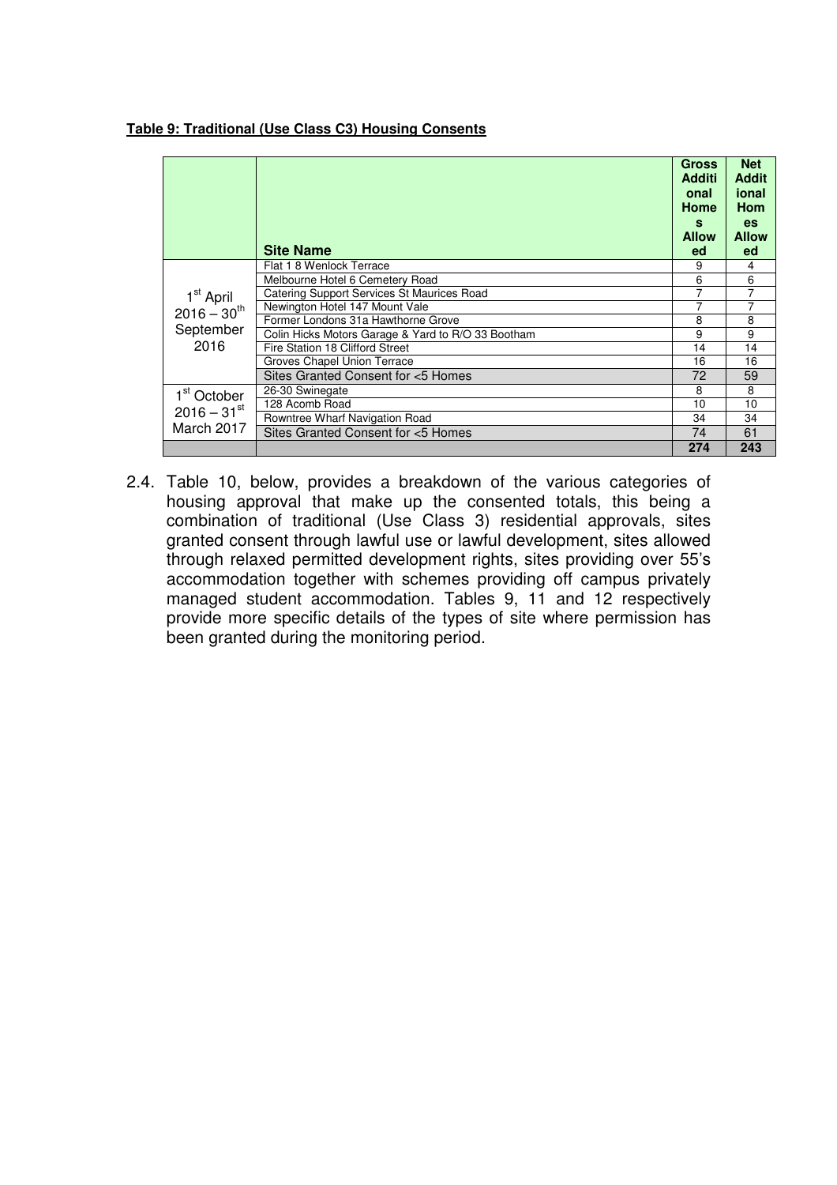**Table 9: Traditional (Use Class C3) Housing Consents**

| | Site Name | Gross Additional Homes Allowed | Net Additional Homes Allowed |
|---|---|---|---|
| 1st April 2016 – 30th September 2016 | Flat 1 8 Wenlock Terrace | 9 | 4 |
| | Melbourne Hotel 6 Cemetery Road | 6 | 6 |
| | Catering Support Services St Maurices Road | 7 | 7 |
| | Newington Hotel 147 Mount Vale | 7 | 7 |
| | Former Londons 31a Hawthorne Grove | 8 | 8 |
| | Colin Hicks Motors Garage & Yard to R/O 33 Bootham | 9 | 9 |
| | Fire Station 18 Clifford Street | 14 | 14 |
| | Groves Chapel Union Terrace | 16 | 16 |
| | Sites Granted Consent for <5 Homes | 72 | 59 |
| 1st October 2016 – 31st March 2017 | 26-30 Swinegate | 8 | 8 |
| | 128 Acomb Road | 10 | 10 |
| | Rowntree Wharf Navigation Road | 34 | 34 |
| | Sites Granted Consent for <5 Homes | 74 | 61 |
| | | **274** | **243** |

2.4. Table 10, below, provides a breakdown of the various categories of housing approval that make up the consented totals, this being a combination of traditional (Use Class 3) residential approvals, sites granted consent through lawful use or lawful development, sites allowed through relaxed permitted development rights, sites providing over 55's accommodation together with schemes providing off campus privately managed student accommodation. Tables 9, 11 and 12 respectively provide more specific details of the types of site where permission has been granted during the monitoring period.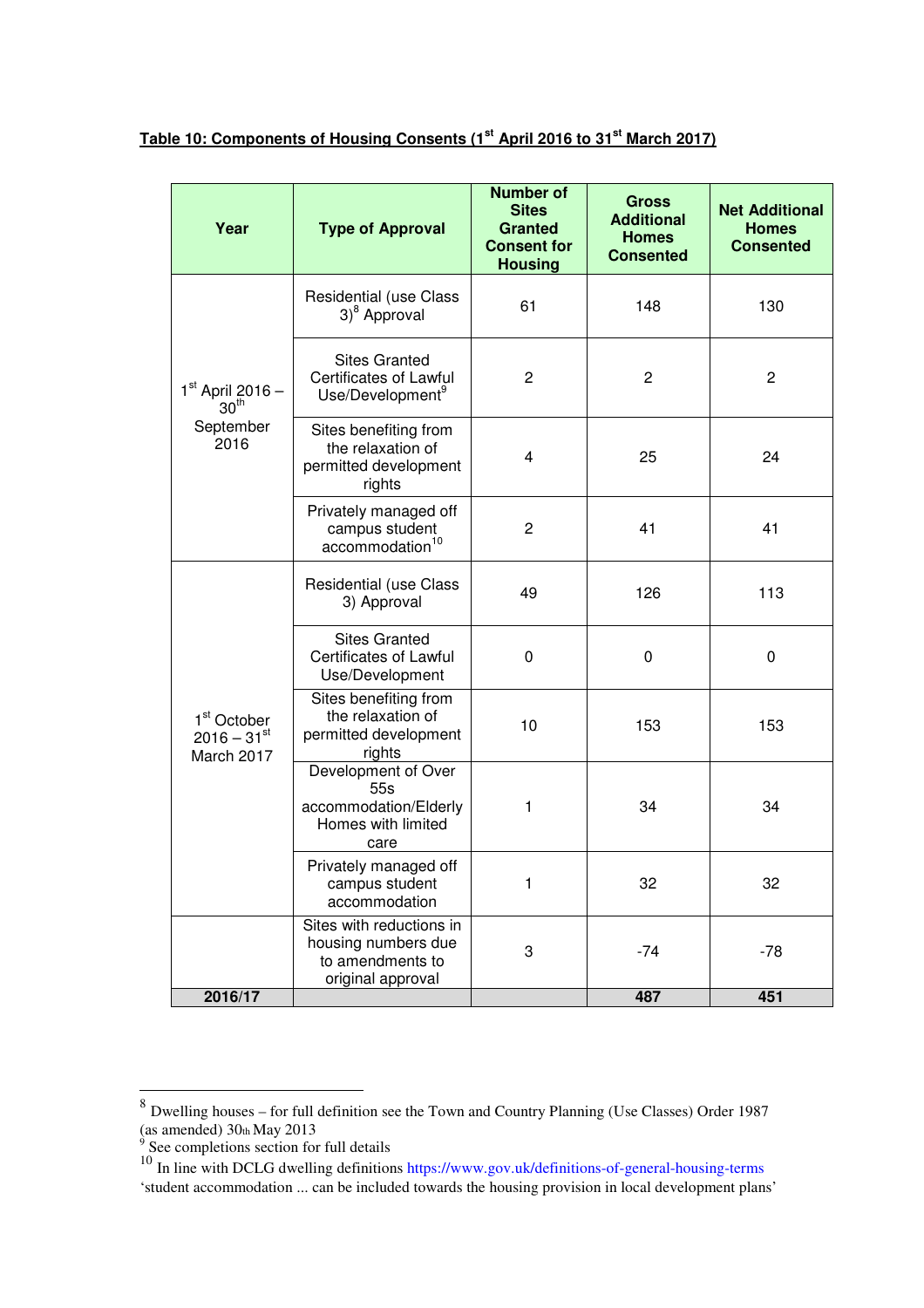**Table 10: Components of Housing Consents (1st April 2016 to 31st March 2017)**

| Year | Type of Approval | Number of Sites Granted Consent for Housing | Gross Additional Homes Consented | Net Additional Homes Consented |
|---|---|---|---|---|
| 1st April 2016 – 30th September 2016 | Residential (use Class 3)[8] Approval | 61 | 148 | 130 |
| | Sites Granted Certificates of Lawful Use/Development[9] | 2 | 2 | 2 |
| | Sites benefiting from the relaxation of permitted development rights | 4 | 25 | 24 |
| | Privately managed off campus student accommodation[10] | 2 | 41 | 41 |
| 1st October 2016 – 31st March 2017 | Residential (use Class 3) Approval | 49 | 126 | 113 |
| | Sites Granted Certificates of Lawful Use/Development | 0 | 0 | 0 |
| | Sites benefiting from the relaxation of permitted development rights | 10 | 153 | 153 |
| | Development of Over 55s accommodation/Elderly Homes with limited care | 1 | 34 | 34 |
| | Privately managed off campus student accommodation | 1 | 32 | 32 |
| | Sites with reductions in housing numbers due to amendments to original approval | 3 | -74 | -78 |
| **2016/17** | | | **487** | **451** |

[8] Dwelling houses – for full definition see the Town and Country Planning (Use Classes) Order 1987 (as amended) 30th May 2013

[9] See completions section for full details

[10] In line with DCLG dwelling definitions https://www.gov.uk/definitions-of-general-housing-terms 'student accommodation ... can be included towards the housing provision in local development plans'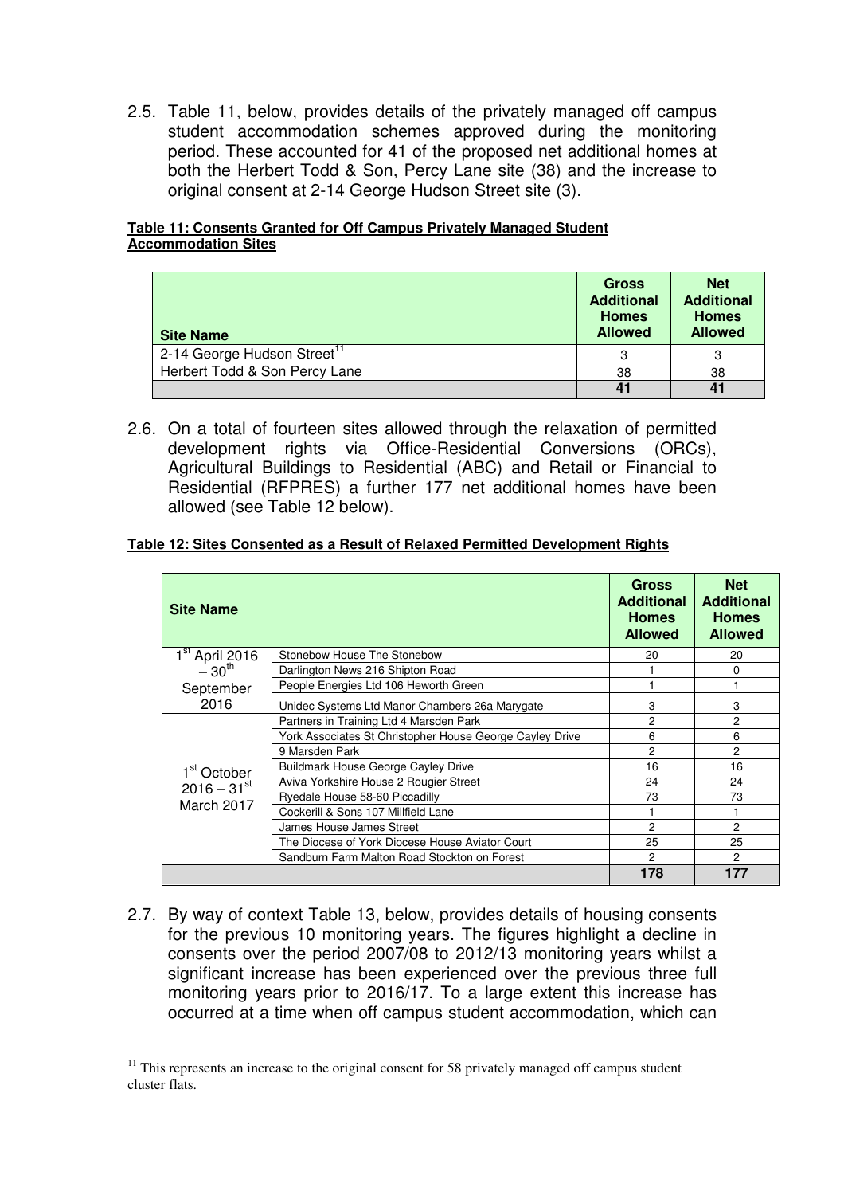2.5. Table 11, below, provides details of the privately managed off campus student accommodation schemes approved during the monitoring period. These accounted for 41 of the proposed net additional homes at both the Herbert Todd & Son, Percy Lane site (38) and the increase to original consent at 2-14 George Hudson Street site (3).

**Table 11: Consents Granted for Off Campus Privately Managed Student Accommodation Sites**

| Site Name | Gross Additional Homes Allowed | Net Additional Homes Allowed |
|---|---|---|
| 2-14 George Hudson Street[11] | 3 | 3 |
| Herbert Todd & Son Percy Lane | 38 | 38 |
| | **41** | **41** |

2.6. On a total of fourteen sites allowed through the relaxation of permitted development rights via Office-Residential Conversions (ORCs), Agricultural Buildings to Residential (ABC) and Retail or Financial to Residential (RFPRES) a further 177 net additional homes have been allowed (see Table 12 below).

**Table 12: Sites Consented as a Result of Relaxed Permitted Development Rights**

| Site Name | | Gross Additional Homes Allowed | Net Additional Homes Allowed |
|---|---|---|---|
| 1st April 2016 – 30th September 2016 | Stonebow House The Stonebow | 20 | 20 |
| | Darlington News 216 Shipton Road | 1 | 0 |
| | People Energies Ltd 106 Heworth Green | 1 | 1 |
| | Unidec Systems Ltd Manor Chambers 26a Marygate | 3 | 3 |
| 1st October 2016 – 31st March 2017 | Partners in Training Ltd 4 Marsden Park | 2 | 2 |
| | York Associates St Christopher House George Cayley Drive | 6 | 6 |
| | 9 Marsden Park | 2 | 2 |
| | Buildmark House George Cayley Drive | 16 | 16 |
| | Aviva Yorkshire House 2 Rougier Street | 24 | 24 |
| | Ryedale House 58-60 Piccadilly | 73 | 73 |
| | Cockerill & Sons 107 Millfield Lane | 1 | 1 |
| | James House James Street | 2 | 2 |
| | The Diocese of York Diocese House Aviator Court | 25 | 25 |
| | Sandburn Farm Malton Road Stockton on Forest | 2 | 2 |
| | | **178** | **177** |

2.7. By way of context Table 13, below, provides details of housing consents for the previous 10 monitoring years. The figures highlight a decline in consents over the period 2007/08 to 2012/13 monitoring years whilst a significant increase has been experienced over the previous three full monitoring years prior to 2016/17. To a large extent this increase has occurred at a time when off campus student accommodation, which can

[11] This represents an increase to the original consent for 58 privately managed off campus student cluster flats.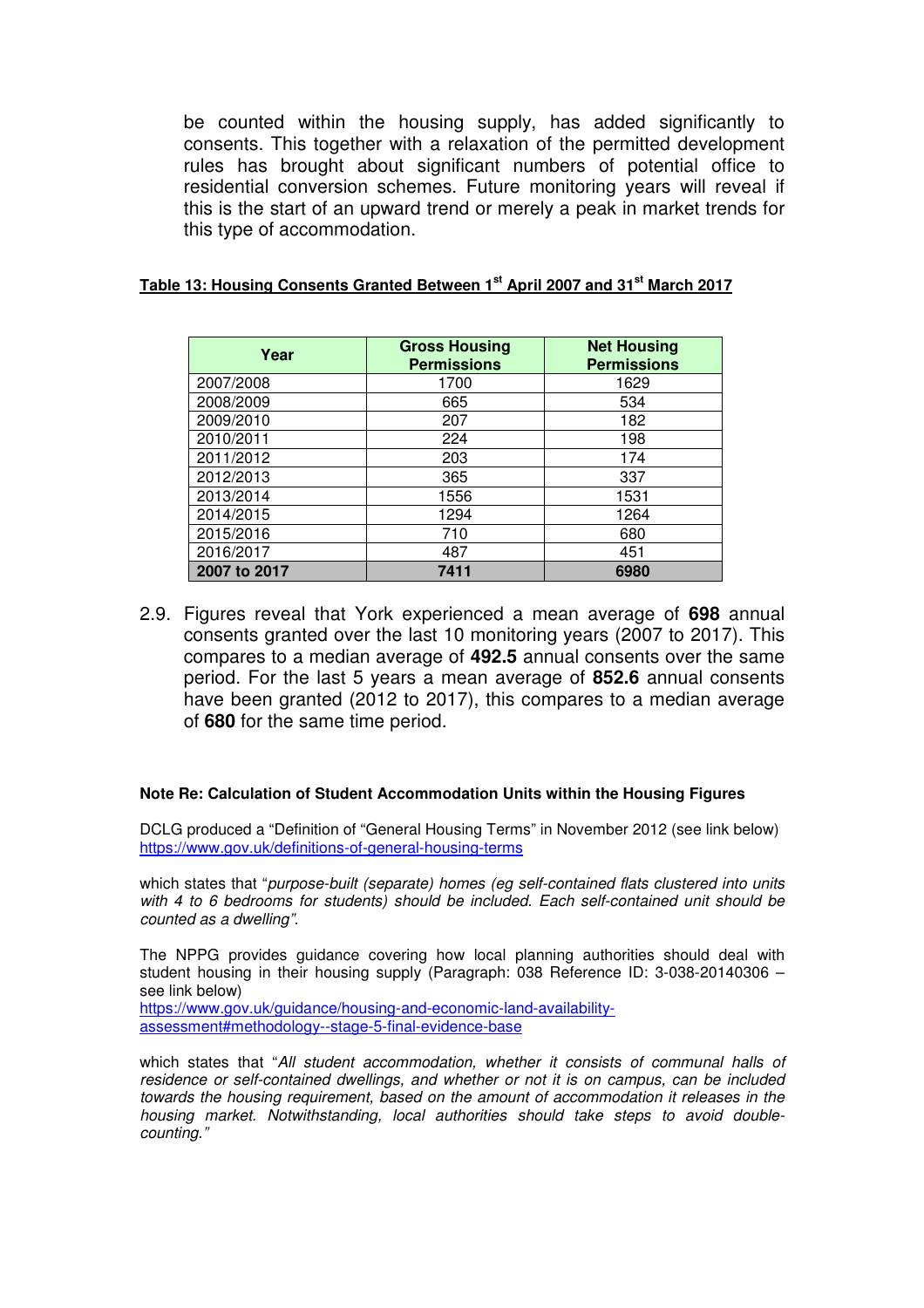be counted within the housing supply, has added significantly to consents. This together with a relaxation of the permitted development rules has brought about significant numbers of potential office to residential conversion schemes. Future monitoring years will reveal if this is the start of an upward trend or merely a peak in market trends for this type of accommodation.

**Table 13: Housing Consents Granted Between 1st April 2007 and 31st March 2017**

| Year | Gross Housing Permissions | Net Housing Permissions |
|---|---|---|
| 2007/2008 | 1700 | 1629 |
| 2008/2009 | 665 | 534 |
| 2009/2010 | 207 | 182 |
| 2010/2011 | 224 | 198 |
| 2011/2012 | 203 | 174 |
| 2012/2013 | 365 | 337 |
| 2013/2014 | 1556 | 1531 |
| 2014/2015 | 1294 | 1264 |
| 2015/2016 | 710 | 680 |
| 2016/2017 | 487 | 451 |
| **2007 to 2017** | **7411** | **6980** |

2.9. Figures reveal that York experienced a mean average of **698** annual consents granted over the last 10 monitoring years (2007 to 2017). This compares to a median average of **492.5** annual consents over the same period. For the last 5 years a mean average of **852.6** annual consents have been granted (2012 to 2017), this compares to a median average of **680** for the same time period.

**Note Re: Calculation of Student Accommodation Units within the Housing Figures**

DCLG produced a "Definition of "General Housing Terms" in November 2012 (see link below) https://www.gov.uk/definitions-of-general-housing-terms

which states that "*purpose-built (separate) homes (eg self-contained flats clustered into units with 4 to 6 bedrooms for students) should be included. Each self-contained unit should be counted as a dwelling"*.

The NPPG provides guidance covering how local planning authorities should deal with student housing in their housing supply (Paragraph: 038 Reference ID: 3-038-20140306 – see link below)
https://www.gov.uk/guidance/housing-and-economic-land-availability-assessment#methodology--stage-5-final-evidence-base

which states that "*All student accommodation, whether it consists of communal halls of residence or self-contained dwellings, and whether or not it is on campus, can be included towards the housing requirement, based on the amount of accommodation it releases in the housing market. Notwithstanding, local authorities should take steps to avoid double-counting."*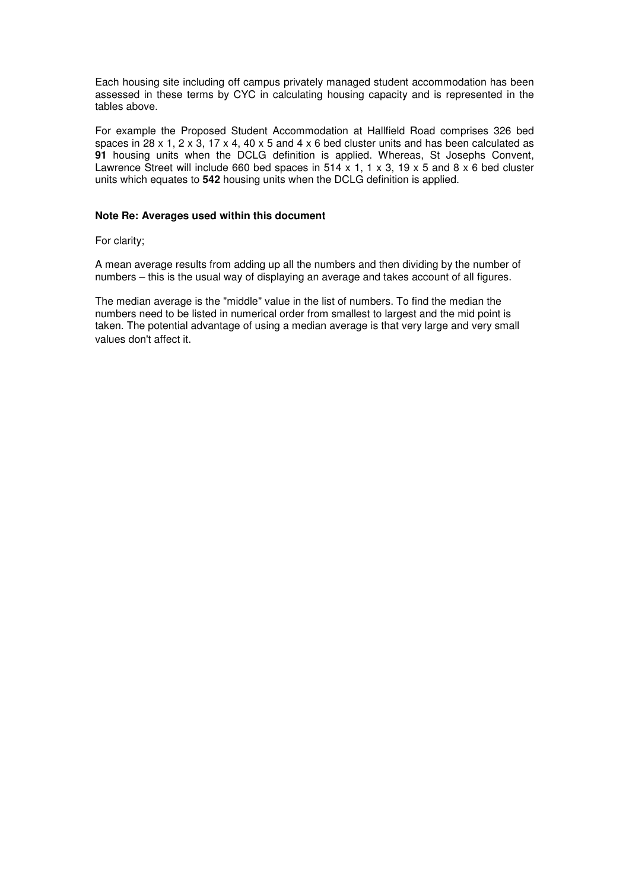Each housing site including off campus privately managed student accommodation has been assessed in these terms by CYC in calculating housing capacity and is represented in the tables above.

For example the Proposed Student Accommodation at Hallfield Road comprises 326 bed spaces in 28 x 1, 2 x 3, 17 x 4, 40 x 5 and 4 x 6 bed cluster units and has been calculated as **91** housing units when the DCLG definition is applied. Whereas, St Josephs Convent, Lawrence Street will include 660 bed spaces in 514 x 1, 1 x 3, 19 x 5 and 8 x 6 bed cluster units which equates to **542** housing units when the DCLG definition is applied.

**Note Re: Averages used within this document**

For clarity;

A mean average results from adding up all the numbers and then dividing by the number of numbers – this is the usual way of displaying an average and takes account of all figures.

The median average is the "middle" value in the list of numbers. To find the median the numbers need to be listed in numerical order from smallest to largest and the mid point is taken. The potential advantage of using a median average is that very large and very small values don't affect it.